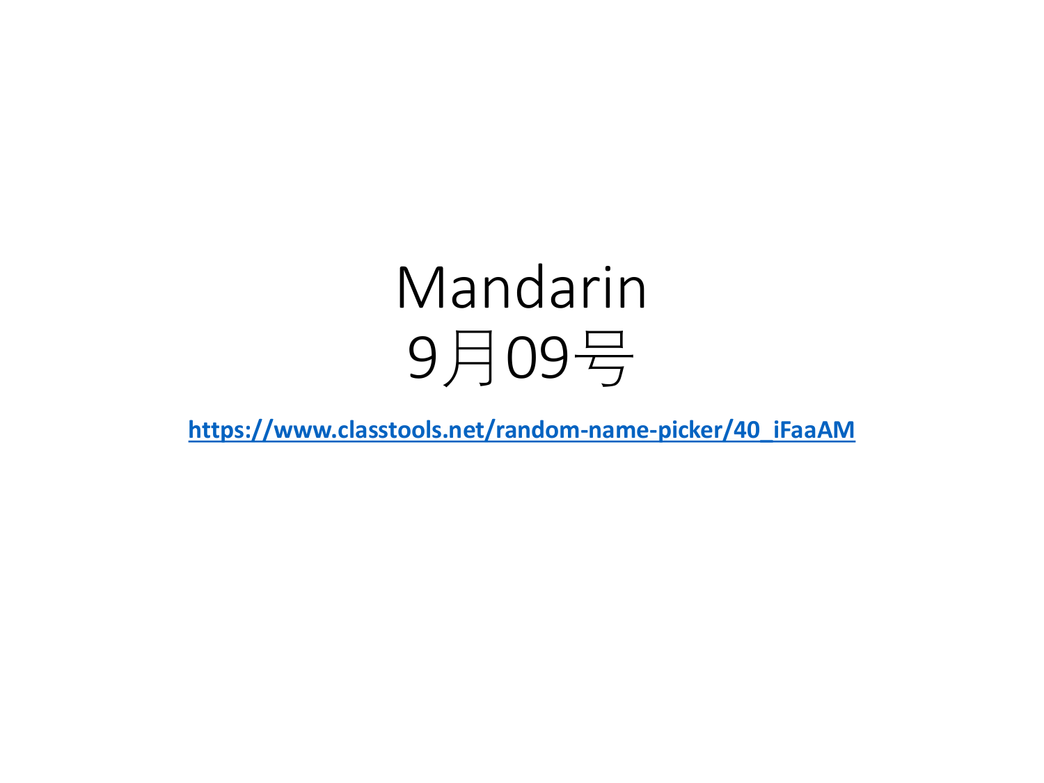# Mandarin
# 9月09号

**https://www.classtools.net/random-name-picker/40_iFaaAM**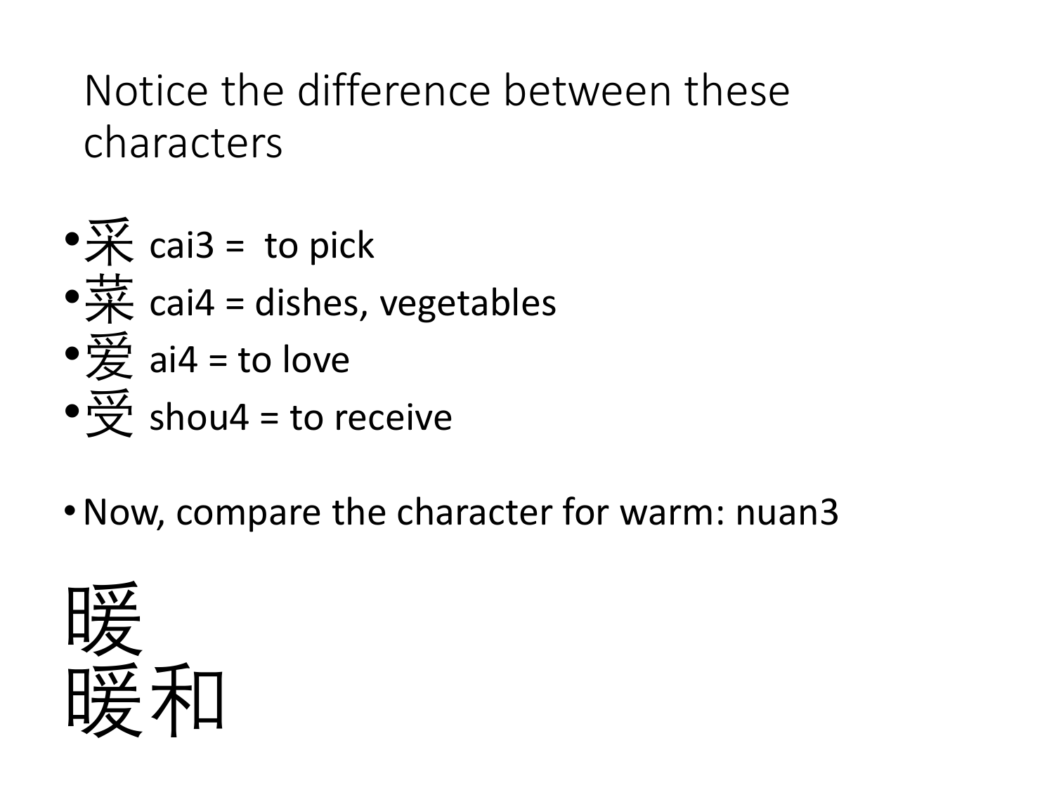# Notice the difference between these characters

- 采 cai3 =  to pick
- 菜 cai4 = dishes, vegetables
- 爱 ai4 = to love
- 受 shou4 = to receive

- Now, compare the character for warm: nuan3

暖
暖和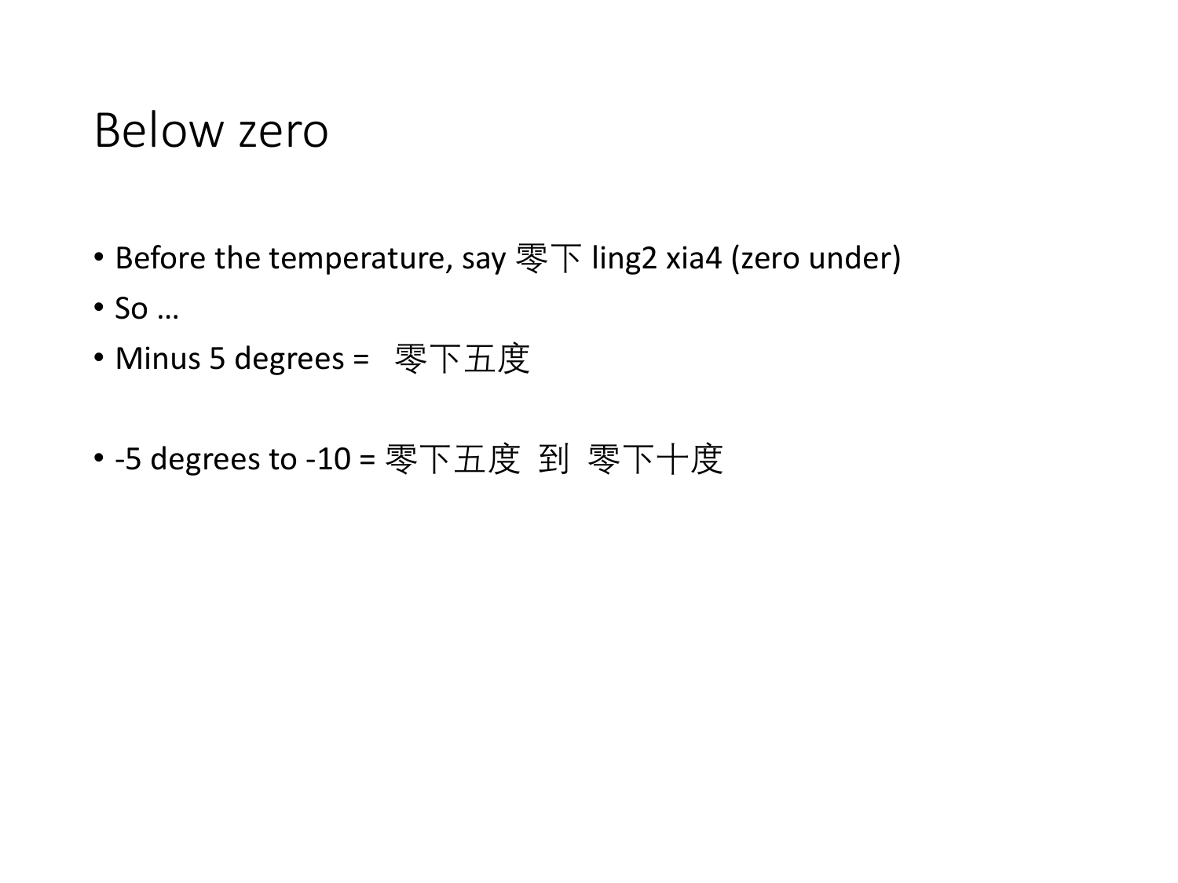# Below zero

- Before the temperature, say 零下 ling2 xia4 (zero under)
- So …
- Minus 5 degrees = 零下五度

- -5 degrees to -10 = 零下五度 到 零下十度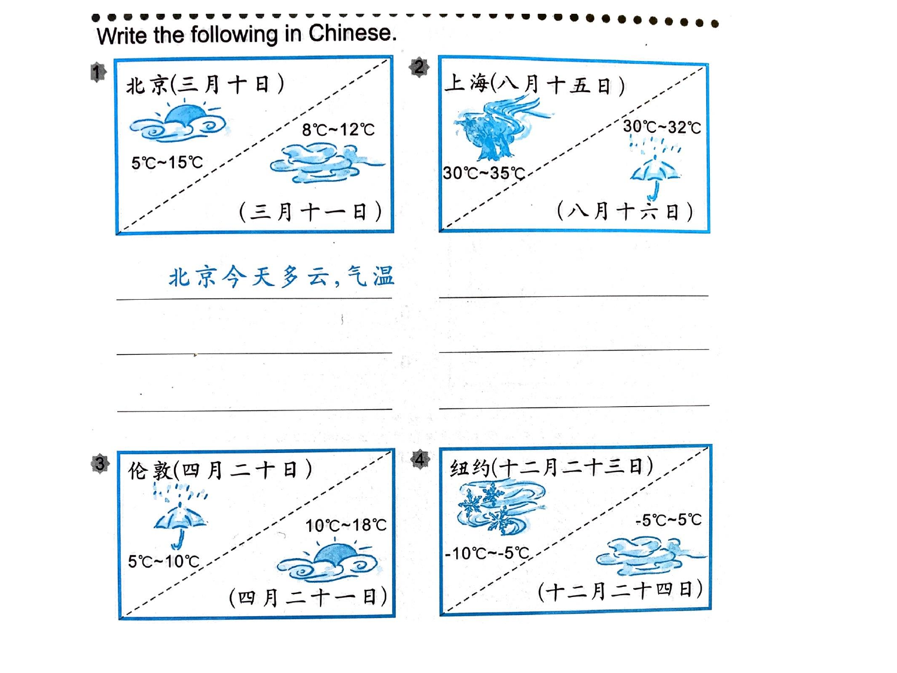Write the following in Chinese.

**1**

北京(三月十日)

5℃~15℃

8℃~12℃

(三月十一日)

北京今天多云，气温

______________________

______________________

______________________

**2**

上海(八月十五日)

30℃~35℃

30℃~32℃

(八月十六日)

______________________

______________________

______________________

**3**

伦敦(四月二十日)

5℃~10℃

10℃~18℃

(四月二十一日)

**4**

纽约(十二月二十三日)

-10℃~-5℃

-5℃~5℃

(十二月二十四日)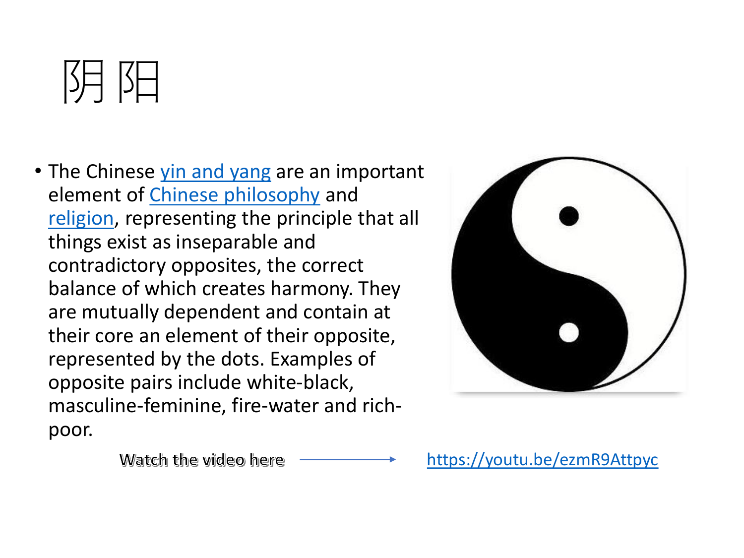# 阴 阳

- The Chinese [yin and yang] are an important element of [Chinese philosophy] and [religion], representing the principle that all things exist as inseparable and contradictory opposites, the correct balance of which creates harmony. They are mutually dependent and contain at their core an element of their opposite, represented by the dots. Examples of opposite pairs include white-black, masculine-feminine, fire-water and rich-poor.

Watch the video here → https://youtu.be/ezmR9Attpyc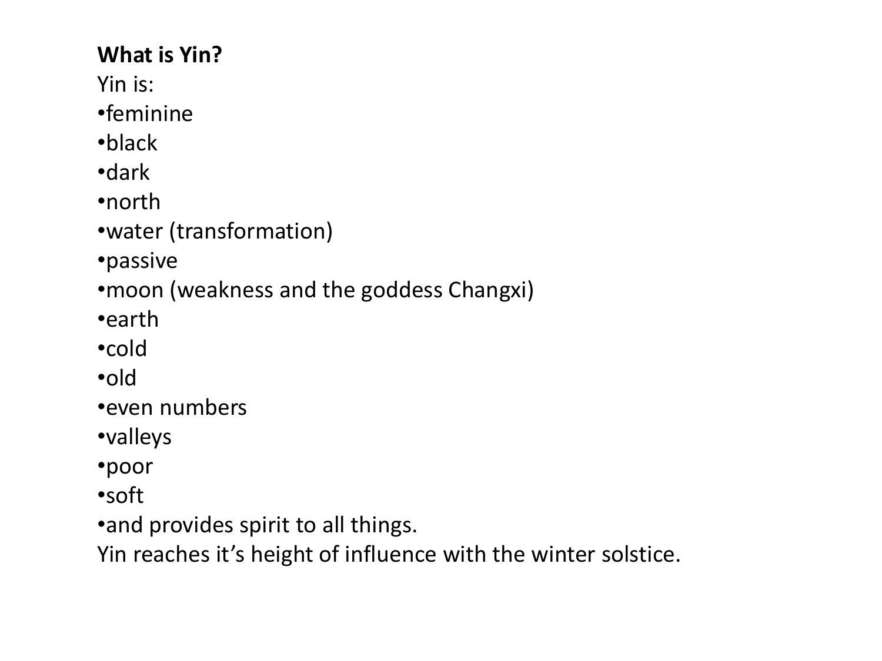**What is Yin?**

Yin is:

- feminine
- black
- dark
- north
- water (transformation)
- passive
- moon (weakness and the goddess Changxi)
- earth
- cold
- old
- even numbers
- valleys
- poor
- soft
- and provides spirit to all things.

Yin reaches it's height of influence with the winter solstice.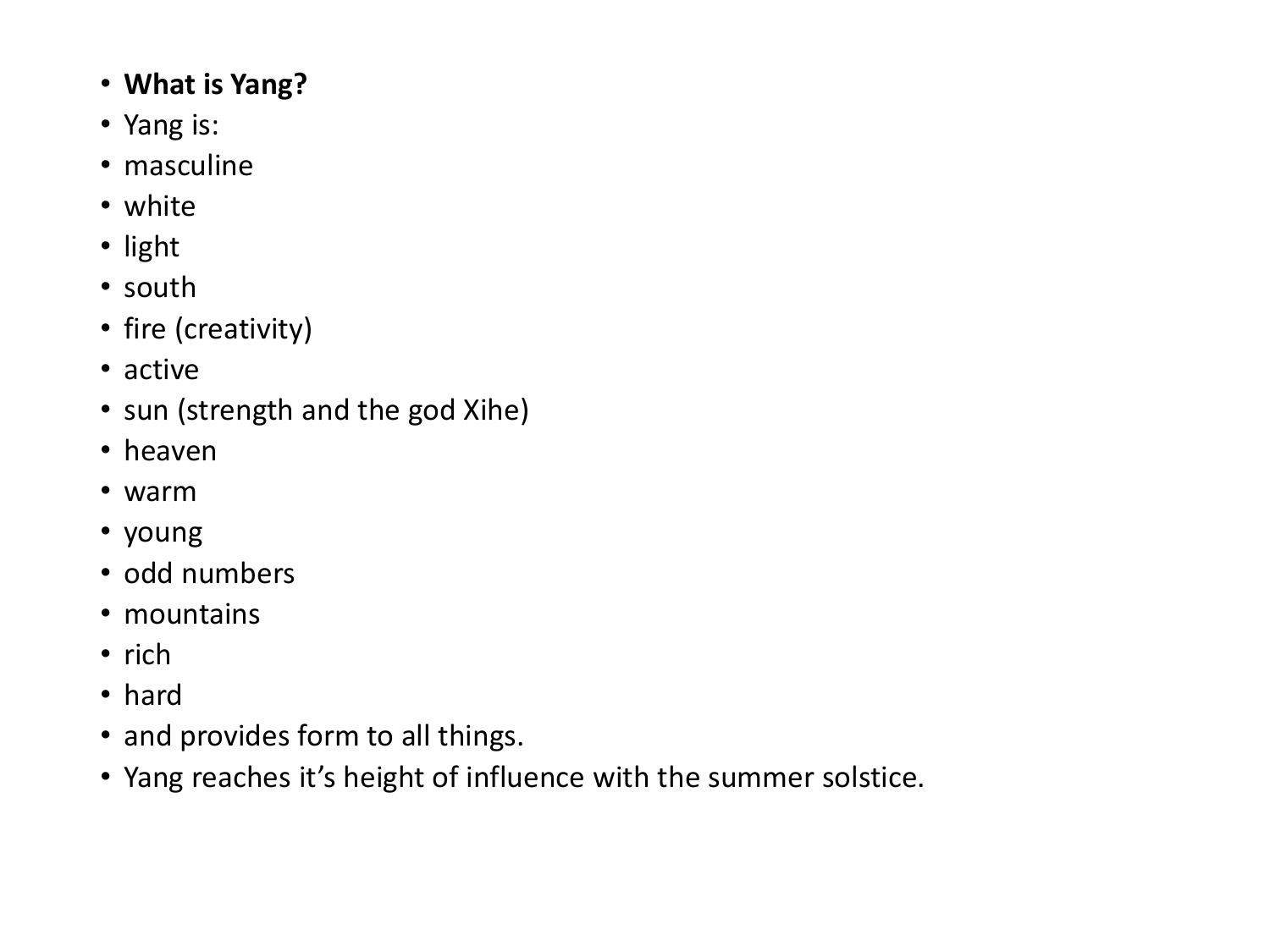- **What is Yang?**
- Yang is:
- masculine
- white
- light
- south
- fire (creativity)
- active
- sun (strength and the god Xihe)
- heaven
- warm
- young
- odd numbers
- mountains
- rich
- hard
- and provides form to all things.
- Yang reaches it's height of influence with the summer solstice.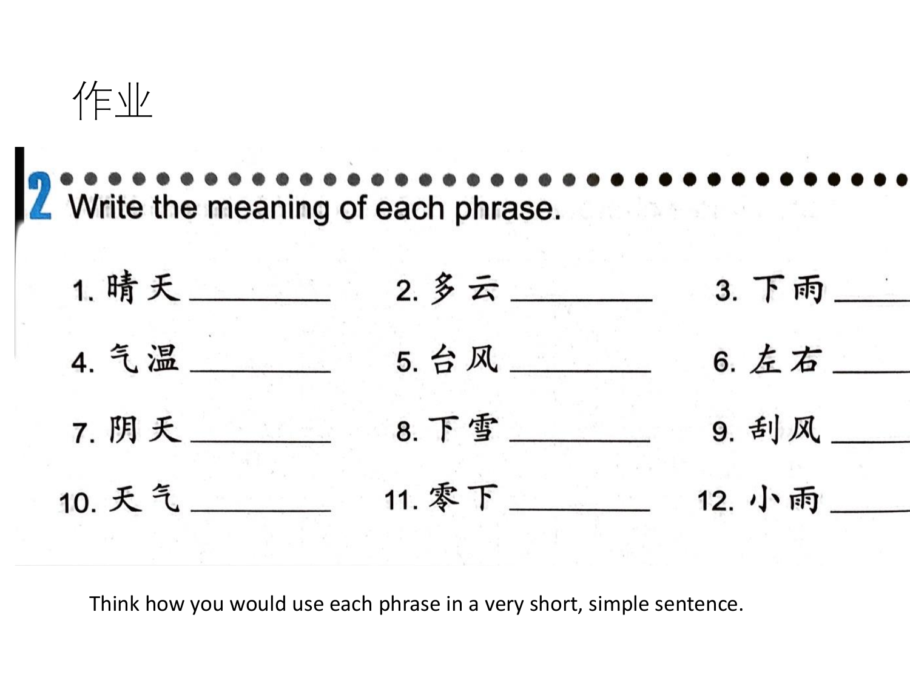# 作业

## 2 Write the meaning of each phrase.

1. 晴天 ________
2. 多云 ________
3. 下雨 ________
4. 气温 ________
5. 台风 ________
6. 左右 ________
7. 阴天 ________
8. 下雪 ________
9. 刮风 ________
10. 天气 ________
11. 零下 ________
12. 小雨 ________

Think how you would use each phrase in a very short, simple sentence.